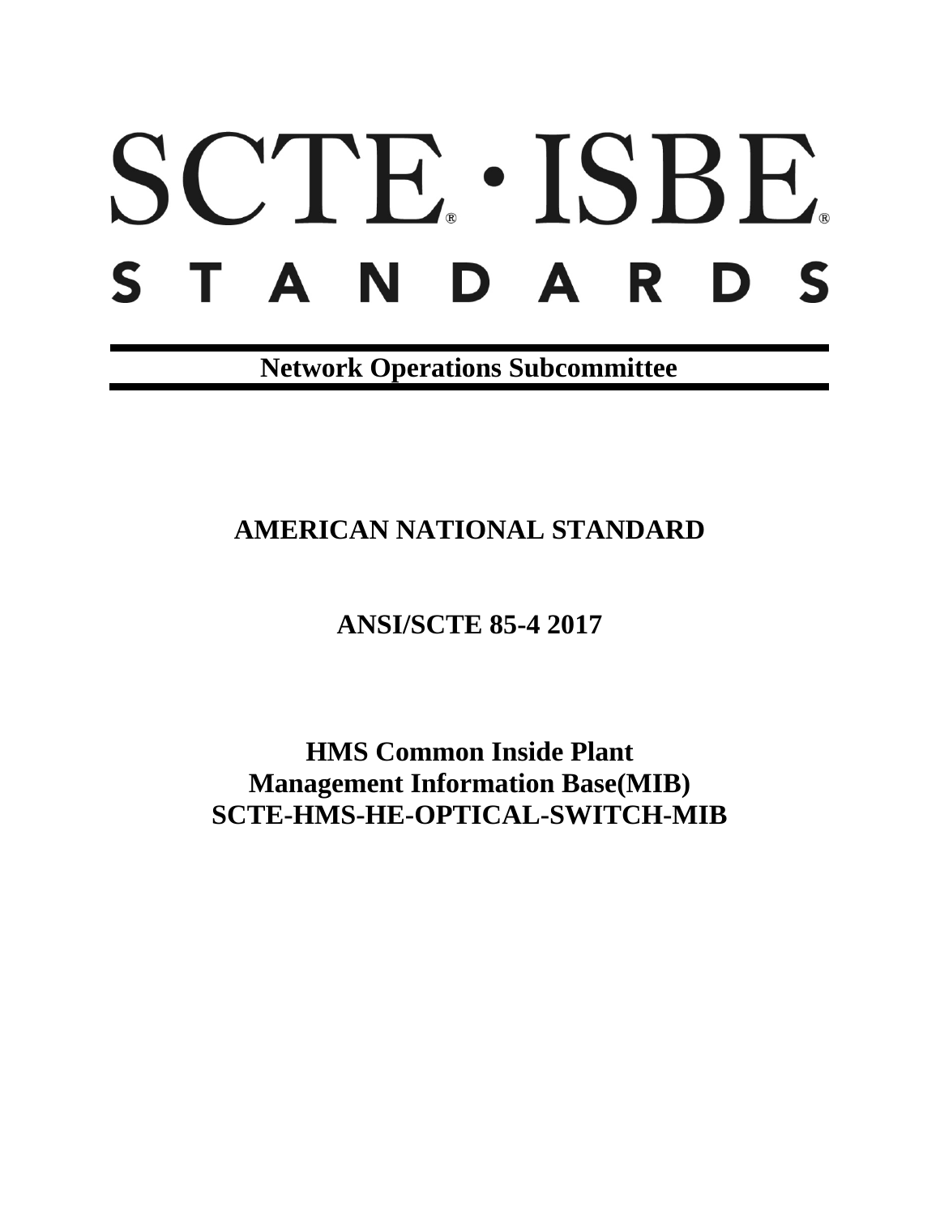# SCTE · ISBE

## STANDARDS

**Network Operations Subcommittee**

## AMERICAN NATIONAL STANDARD

## ANSI/SCTE 85-4 2017

## HMS Common Inside Plant Management Information Base(MIB) SCTE-HMS-HE-OPTICAL-SWITCH-MIB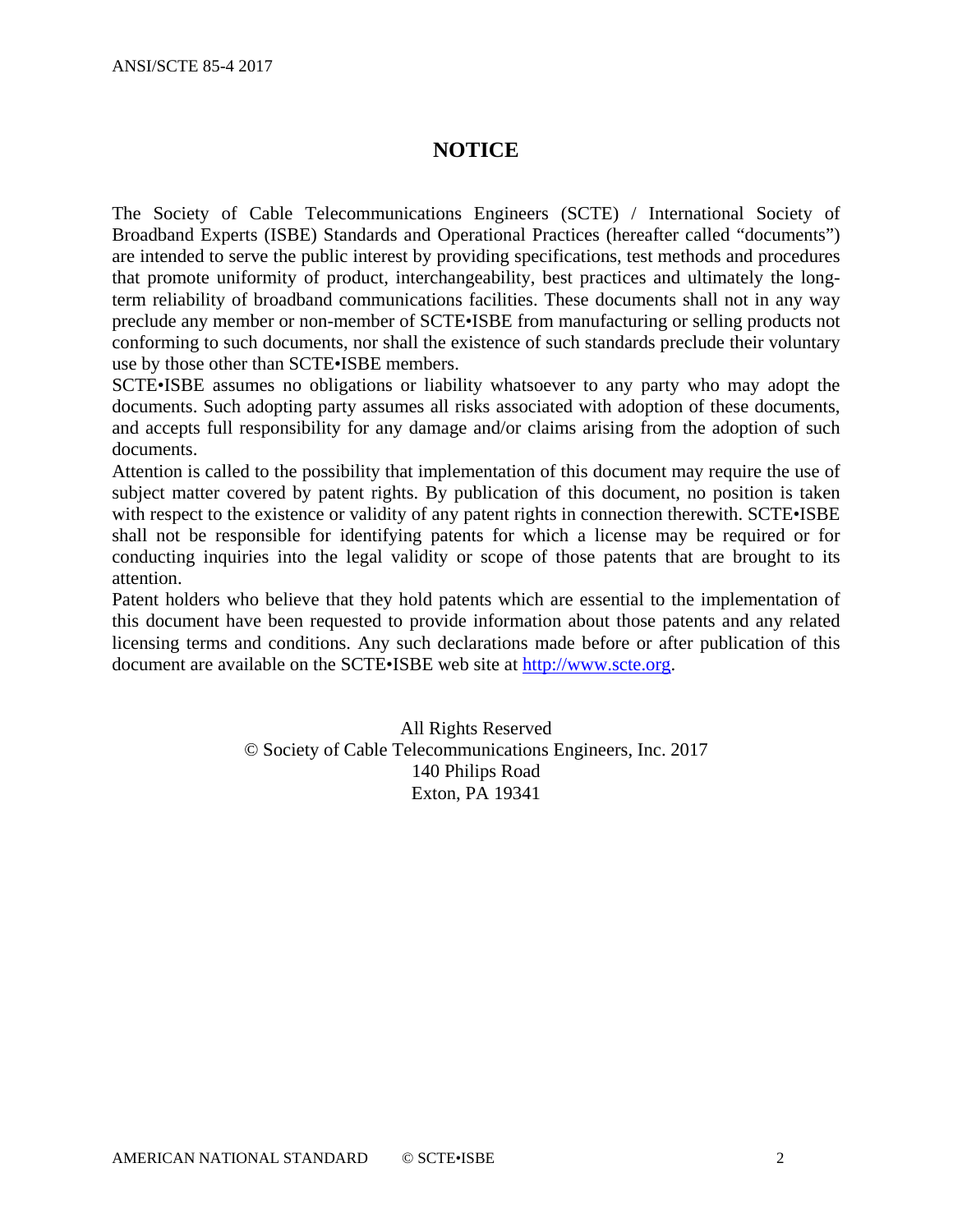# NOTICE

The Society of Cable Telecommunications Engineers (SCTE) / International Society of Broadband Experts (ISBE) Standards and Operational Practices (hereafter called "documents") are intended to serve the public interest by providing specifications, test methods and procedures that promote uniformity of product, interchangeability, best practices and ultimately the long-term reliability of broadband communications facilities. These documents shall not in any way preclude any member or non-member of SCTE•ISBE from manufacturing or selling products not conforming to such documents, nor shall the existence of such standards preclude their voluntary use by those other than SCTE•ISBE members.

SCTE•ISBE assumes no obligations or liability whatsoever to any party who may adopt the documents. Such adopting party assumes all risks associated with adoption of these documents, and accepts full responsibility for any damage and/or claims arising from the adoption of such documents.

Attention is called to the possibility that implementation of this document may require the use of subject matter covered by patent rights. By publication of this document, no position is taken with respect to the existence or validity of any patent rights in connection therewith. SCTE•ISBE shall not be responsible for identifying patents for which a license may be required or for conducting inquiries into the legal validity or scope of those patents that are brought to its attention.

Patent holders who believe that they hold patents which are essential to the implementation of this document have been requested to provide information about those patents and any related licensing terms and conditions. Any such declarations made before or after publication of this document are available on the SCTE•ISBE web site at http://www.scte.org.

All Rights Reserved
© Society of Cable Telecommunications Engineers, Inc. 2017
140 Philips Road
Exton, PA 19341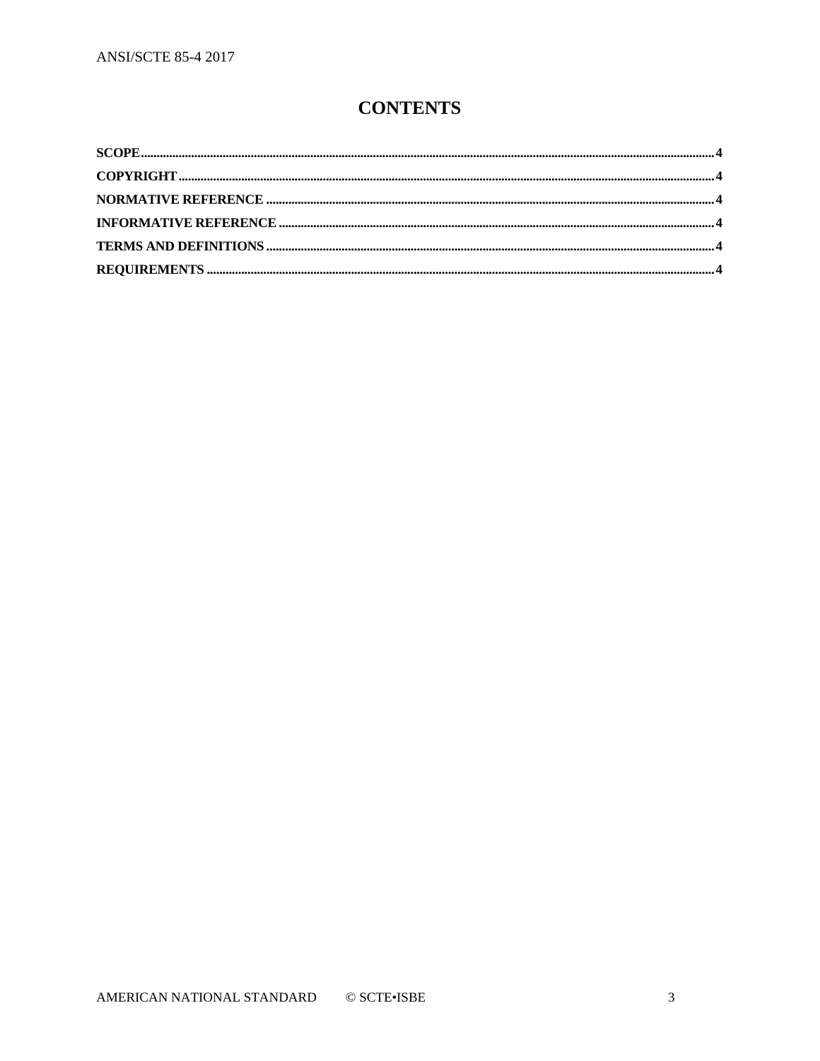# CONTENTS

**SCOPE** .......... 4

**COPYRIGHT** .......... 4

**NORMATIVE REFERENCE** .......... 4

**INFORMATIVE REFERENCE** .......... 4

**TERMS AND DEFINITIONS** .......... 4

**REQUIREMENTS** .......... 4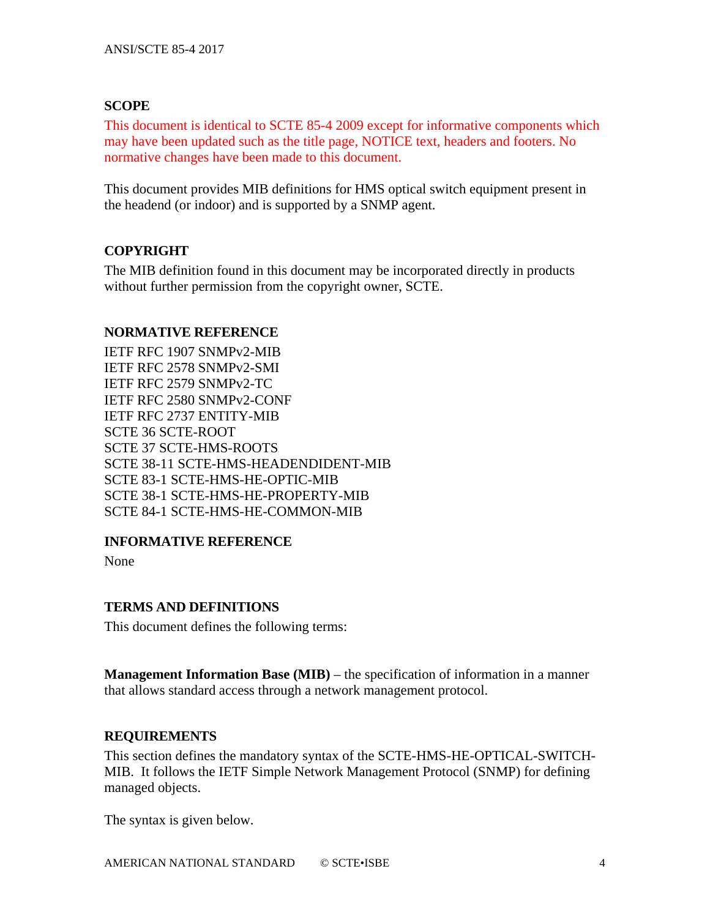## SCOPE

This document is identical to SCTE 85-4 2009 except for informative components which may have been updated such as the title page, NOTICE text, headers and footers. No normative changes have been made to this document.

This document provides MIB definitions for HMS optical switch equipment present in the headend (or indoor) and is supported by a SNMP agent.

## COPYRIGHT

The MIB definition found in this document may be incorporated directly in products without further permission from the copyright owner, SCTE.

## NORMATIVE REFERENCE

IETF RFC 1907 SNMPv2-MIB
IETF RFC 2578 SNMPv2-SMI
IETF RFC 2579 SNMPv2-TC
IETF RFC 2580 SNMPv2-CONF
IETF RFC 2737 ENTITY-MIB
SCTE 36 SCTE-ROOT
SCTE 37 SCTE-HMS-ROOTS
SCTE 38-11 SCTE-HMS-HEADENDIDENT-MIB
SCTE 83-1 SCTE-HMS-HE-OPTIC-MIB
SCTE 38-1 SCTE-HMS-HE-PROPERTY-MIB
SCTE 84-1 SCTE-HMS-HE-COMMON-MIB

## INFORMATIVE REFERENCE

None

## TERMS AND DEFINITIONS

This document defines the following terms:

**Management Information Base (MIB)** – the specification of information in a manner that allows standard access through a network management protocol.

## REQUIREMENTS

This section defines the mandatory syntax of the SCTE-HMS-HE-OPTICAL-SWITCH-MIB. It follows the IETF Simple Network Management Protocol (SNMP) for defining managed objects.

The syntax is given below.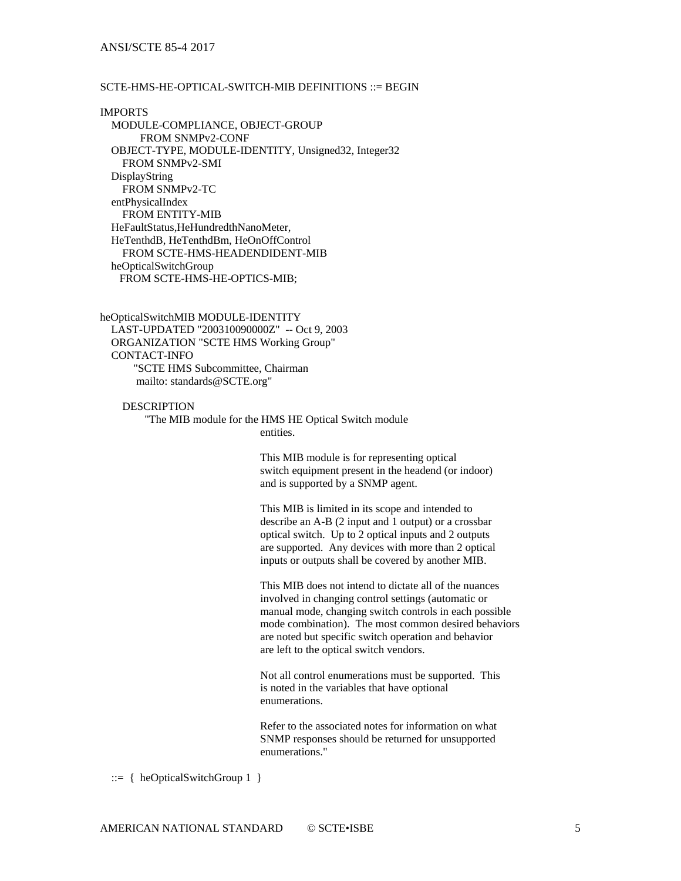```
SCTE-HMS-HE-OPTICAL-SWITCH-MIB DEFINITIONS ::= BEGIN

IMPORTS
   MODULE-COMPLIANCE, OBJECT-GROUP
          FROM SNMPv2-CONF
   OBJECT-TYPE, MODULE-IDENTITY, Unsigned32, Integer32
      FROM SNMPv2-SMI
   DisplayString
      FROM SNMPv2-TC
   entPhysicalIndex
      FROM ENTITY-MIB
   HeFaultStatus,HeHundredthNanoMeter,
   HeTenthdB, HeTenthdBm, HeOnOffControl
      FROM SCTE-HMS-HEADENDIDENT-MIB
   heOpticalSwitchGroup
     FROM SCTE-HMS-HE-OPTICS-MIB;


heOpticalSwitchMIB MODULE-IDENTITY
   LAST-UPDATED "200310090000Z"  -- Oct 9, 2003
   ORGANIZATION "SCTE HMS Working Group"
   CONTACT-INFO
         "SCTE HMS Subcommittee, Chairman
          mailto: standards@SCTE.org"

      DESCRIPTION
           "The MIB module for the HMS HE Optical Switch module
                                entities.

                                This MIB module is for representing optical
                                switch equipment present in the headend (or indoor)
                                and is supported by a SNMP agent.

                                This MIB is limited in its scope and intended to
                                describe an A-B (2 input and 1 output) or a crossbar
                                optical switch.  Up to 2 optical inputs and 2 outputs
                                are supported.  Any devices with more than 2 optical
                                inputs or outputs shall be covered by another MIB.

                                This MIB does not intend to dictate all of the nuances
                                involved in changing control settings (automatic or
                                manual mode, changing switch controls in each possible
                                mode combination).  The most common desired behaviors
                                are noted but specific switch operation and behavior
                                are left to the optical switch vendors.

                                Not all control enumerations must be supported.  This
                                is noted in the variables that have optional
                                enumerations.

                                Refer to the associated notes for information on what
                                SNMP responses should be returned for unsupported
                                enumerations."

   ::=  {  heOpticalSwitchGroup 1  }
```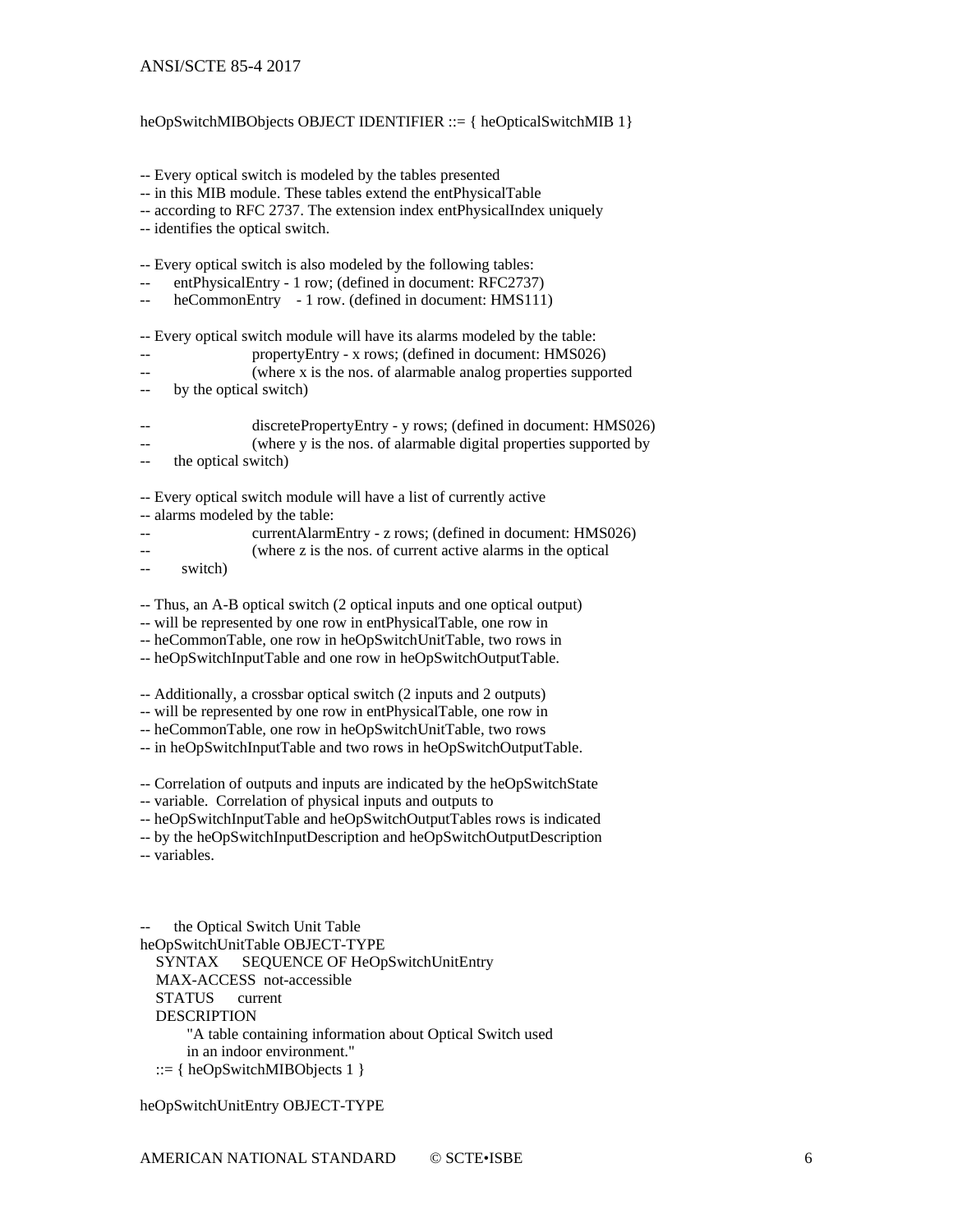```
heOpSwitchMIBObjects OBJECT IDENTIFIER ::= { heOpticalSwitchMIB 1}


-- Every optical switch is modeled by the tables presented
-- in this MIB module. These tables extend the entPhysicalTable
-- according to RFC 2737. The extension index entPhysicalIndex uniquely
-- identifies the optical switch.

-- Every optical switch is also modeled by the following tables:
--      entPhysicalEntry - 1 row; (defined in document: RFC2737)
--      heCommonEntry    - 1 row. (defined in document: HMS111)

-- Every optical switch module will have its alarms modeled by the table:
--                      propertyEntry - x rows; (defined in document: HMS026)
--                      (where x is the nos. of alarmable analog properties supported
--      by the optical switch)

--                      discretePropertyEntry - y rows; (defined in document: HMS026)
--                      (where y is the nos. of alarmable digital properties supported by
--      the optical switch)

-- Every optical switch module will have a list of currently active
-- alarms modeled by the table:
--                      currentAlarmEntry - z rows; (defined in document: HMS026)
--                      (where z is the nos. of current active alarms in the optical
--       switch)

-- Thus, an A-B optical switch (2 optical inputs and one optical output)
-- will be represented by one row in entPhysicalTable, one row in
-- heCommonTable, one row in heOpSwitchUnitTable, two rows in
-- heOpSwitchInputTable and one row in heOpSwitchOutputTable.

-- Additionally, a crossbar optical switch (2 inputs and 2 outputs)
-- will be represented by one row in entPhysicalTable, one row in
-- heCommonTable, one row in heOpSwitchUnitTable, two rows
-- in heOpSwitchInputTable and two rows in heOpSwitchOutputTable.

-- Correlation of outputs and inputs are indicated by the heOpSwitchState
-- variable.  Correlation of physical inputs and outputs to
-- heOpSwitchInputTable and heOpSwitchOutputTables rows is indicated
-- by the heOpSwitchInputDescription and heOpSwitchOutputDescription
-- variables.



--      the Optical Switch Unit Table
heOpSwitchUnitTable OBJECT-TYPE
    SYNTAX      SEQUENCE OF HeOpSwitchUnitEntry
    MAX-ACCESS  not-accessible
    STATUS      current
    DESCRIPTION
        "A table containing information about Optical Switch used
        in an indoor environment."
    ::= { heOpSwitchMIBObjects 1 }

heOpSwitchUnitEntry OBJECT-TYPE
```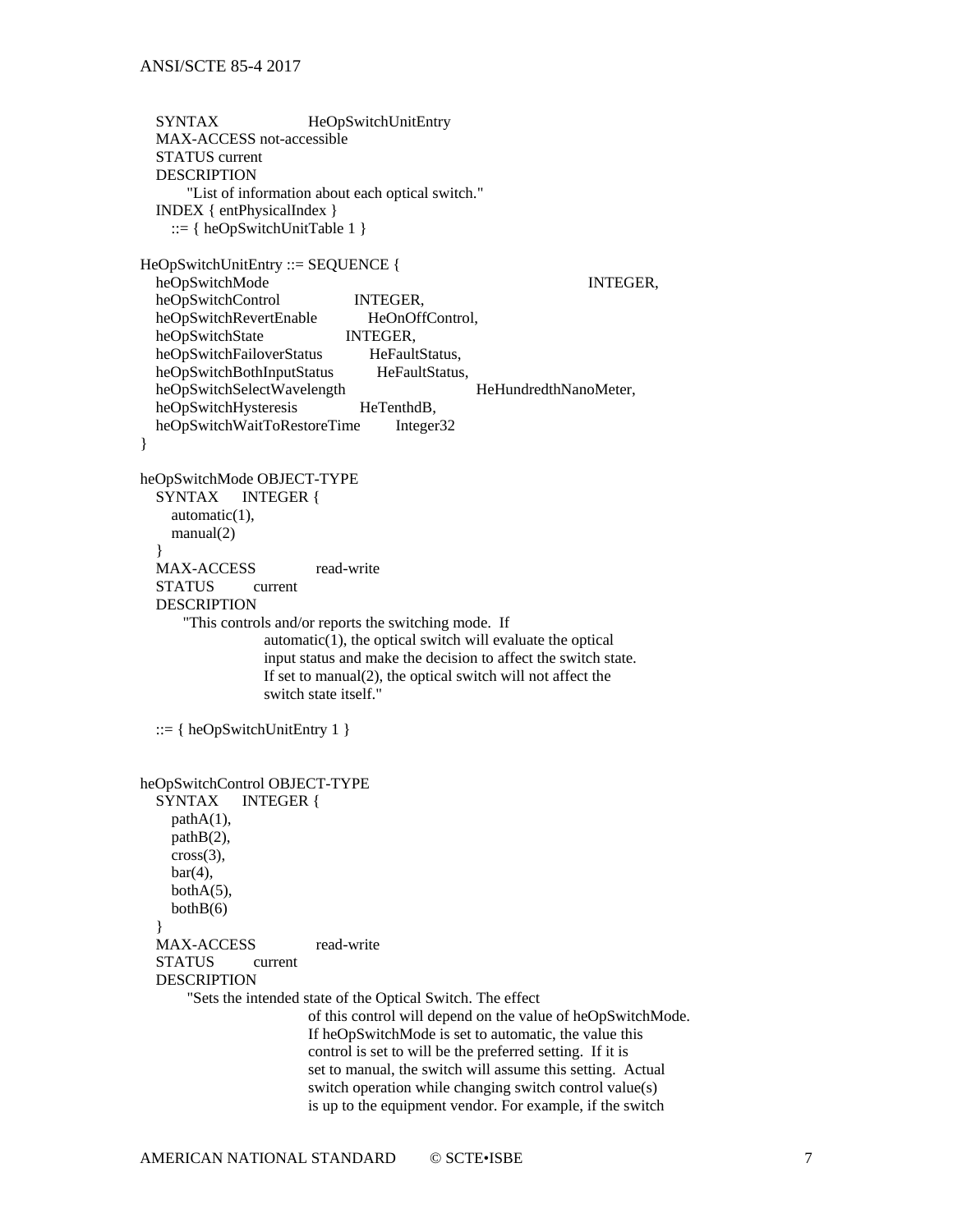```
   SYNTAX          HeOpSwitchUnitEntry
   MAX-ACCESS not-accessible
   STATUS current
   DESCRIPTION
       "List of information about each optical switch."
   INDEX { entPhysicalIndex }
     ::= { heOpSwitchUnitTable 1 }

HeOpSwitchUnitEntry ::= SEQUENCE {
   heOpSwitchMode                              INTEGER,
   heOpSwitchControl           INTEGER,
   heOpSwitchRevertEnable        HeOnOffControl,
   heOpSwitchState            INTEGER,
   heOpSwitchFailoverStatus       HeFaultStatus,
   heOpSwitchBothInputStatus       HeFaultStatus,
   heOpSwitchSelectWavelength                 HeHundredthNanoMeter,
   heOpSwitchHysteresis          HeTenthdB,
   heOpSwitchWaitToRestoreTime     Integer32
}

heOpSwitchMode OBJECT-TYPE
   SYNTAX    INTEGER {
     automatic(1),
     manual(2)
   }
   MAX-ACCESS        read-write
   STATUS       current
   DESCRIPTION
       "This controls and/or reports the switching mode.  If
              automatic(1), the optical switch will evaluate the optical
              input status and make the decision to affect the switch state.
              If set to manual(2), the optical switch will not affect the
              switch state itself."

   ::= { heOpSwitchUnitEntry 1 }


heOpSwitchControl OBJECT-TYPE
   SYNTAX    INTEGER {
     pathA(1),
     pathB(2),
     cross(3),
     bar(4),
     bothA(5),
     bothB(6)
   }
   MAX-ACCESS        read-write
   STATUS       current
   DESCRIPTION
       "Sets the intended state of the Optical Switch. The effect
                  of this control will depend on the value of heOpSwitchMode.
                  If heOpSwitchMode is set to automatic, the value this
                  control is set to will be the preferred setting.  If it is
                  set to manual, the switch will assume this setting.  Actual
                  switch operation while changing switch control value(s)
                  is up to the equipment vendor. For example, if the switch
```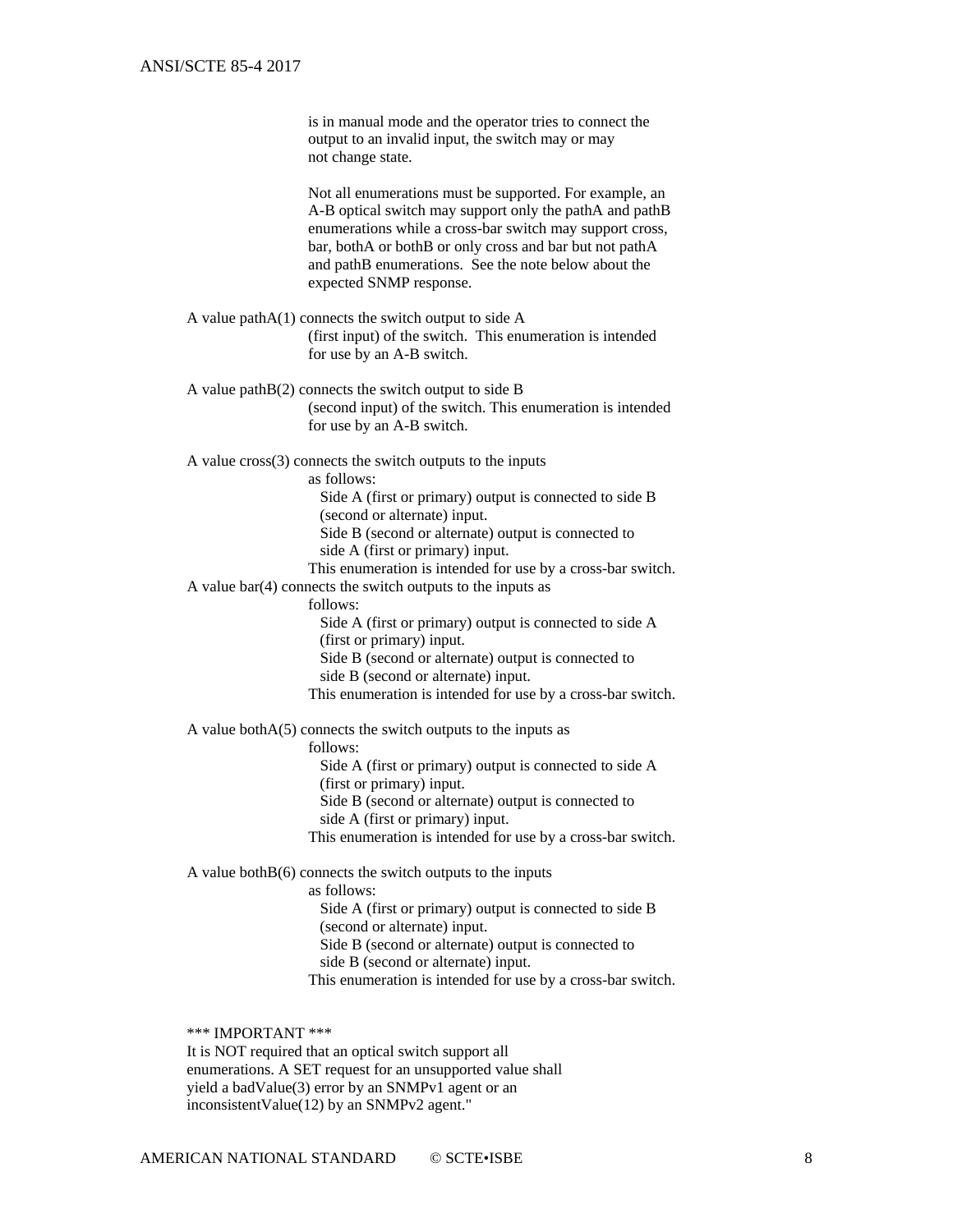is in manual mode and the operator tries to connect the output to an invalid input, the switch may or may not change state.

Not all enumerations must be supported. For example, an A-B optical switch may support only the pathA and pathB enumerations while a cross-bar switch may support cross, bar, bothA or bothB or only cross and bar but not pathA and pathB enumerations. See the note below about the expected SNMP response.

A value pathA(1) connects the switch output to side A (first input) of the switch. This enumeration is intended for use by an A-B switch.

A value pathB(2) connects the switch output to side B (second input) of the switch. This enumeration is intended for use by an A-B switch.

A value cross(3) connects the switch outputs to the inputs as follows:

- Side A (first or primary) output is connected to side B (second or alternate) input.
- Side B (second or alternate) output is connected to side A (first or primary) input.

This enumeration is intended for use by a cross-bar switch.

A value bar(4) connects the switch outputs to the inputs as follows:

- Side A (first or primary) output is connected to side A (first or primary) input.
- Side B (second or alternate) output is connected to side B (second or alternate) input.

This enumeration is intended for use by a cross-bar switch.

A value bothA(5) connects the switch outputs to the inputs as follows:

- Side A (first or primary) output is connected to side A (first or primary) input.
- Side B (second or alternate) output is connected to side A (first or primary) input.

This enumeration is intended for use by a cross-bar switch.

A value bothB(6) connects the switch outputs to the inputs as follows:

- Side A (first or primary) output is connected to side B (second or alternate) input.
- Side B (second or alternate) output is connected to side B (second or alternate) input.

This enumeration is intended for use by a cross-bar switch.

*** IMPORTANT ***
It is NOT required that an optical switch support all enumerations. A SET request for an unsupported value shall yield a badValue(3) error by an SNMPv1 agent or an inconsistentValue(12) by an SNMPv2 agent."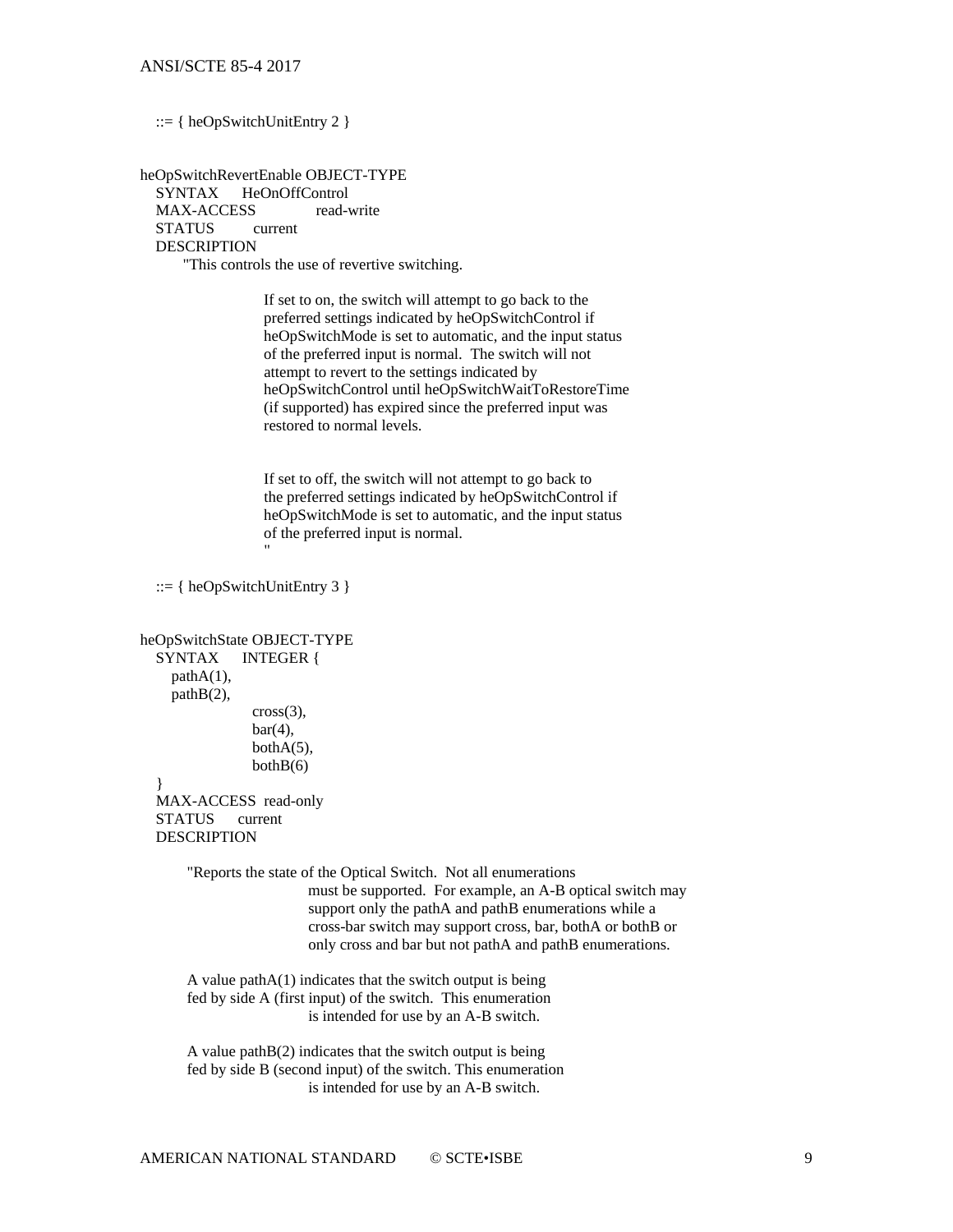```
   ::= { heOpSwitchUnitEntry 2 }


heOpSwitchRevertEnable OBJECT-TYPE
   SYNTAX      HeOnOffControl
   MAX-ACCESS              read-write
   STATUS          current
   DESCRIPTION
        "This controls the use of revertive switching.

                    If set to on, the switch will attempt to go back to the
                    preferred settings indicated by heOpSwitchControl if
                    heOpSwitchMode is set to automatic, and the input status
                    of the preferred input is normal.  The switch will not
                    attempt to revert to the settings indicated by
                    heOpSwitchControl until heOpSwitchWaitToRestoreTime
                    (if supported) has expired since the preferred input was
                    restored to normal levels.


                    If set to off, the switch will not attempt to go back to
                    the preferred settings indicated by heOpSwitchControl if
                    heOpSwitchMode is set to automatic, and the input status
                    of the preferred input is normal.
                    "

   ::= { heOpSwitchUnitEntry 3 }


heOpSwitchState OBJECT-TYPE
   SYNTAX      INTEGER {
      pathA(1),
      pathB(2),
                   cross(3),
                   bar(4),
                   bothA(5),
                   bothB(6)
   }
   MAX-ACCESS  read-only
   STATUS      current
   DESCRIPTION

        "Reports the state of the Optical Switch.  Not all enumerations
                          must be supported.  For example, an A-B optical switch may
                          support only the pathA and pathB enumerations while a
                          cross-bar switch may support cross, bar, bothA or bothB or
                          only cross and bar but not pathA and pathB enumerations.

        A value pathA(1) indicates that the switch output is being
        fed by side A (first input) of the switch.  This enumeration
                          is intended for use by an A-B switch.

        A value pathB(2) indicates that the switch output is being
        fed by side B (second input) of the switch. This enumeration
                          is intended for use by an A-B switch.
```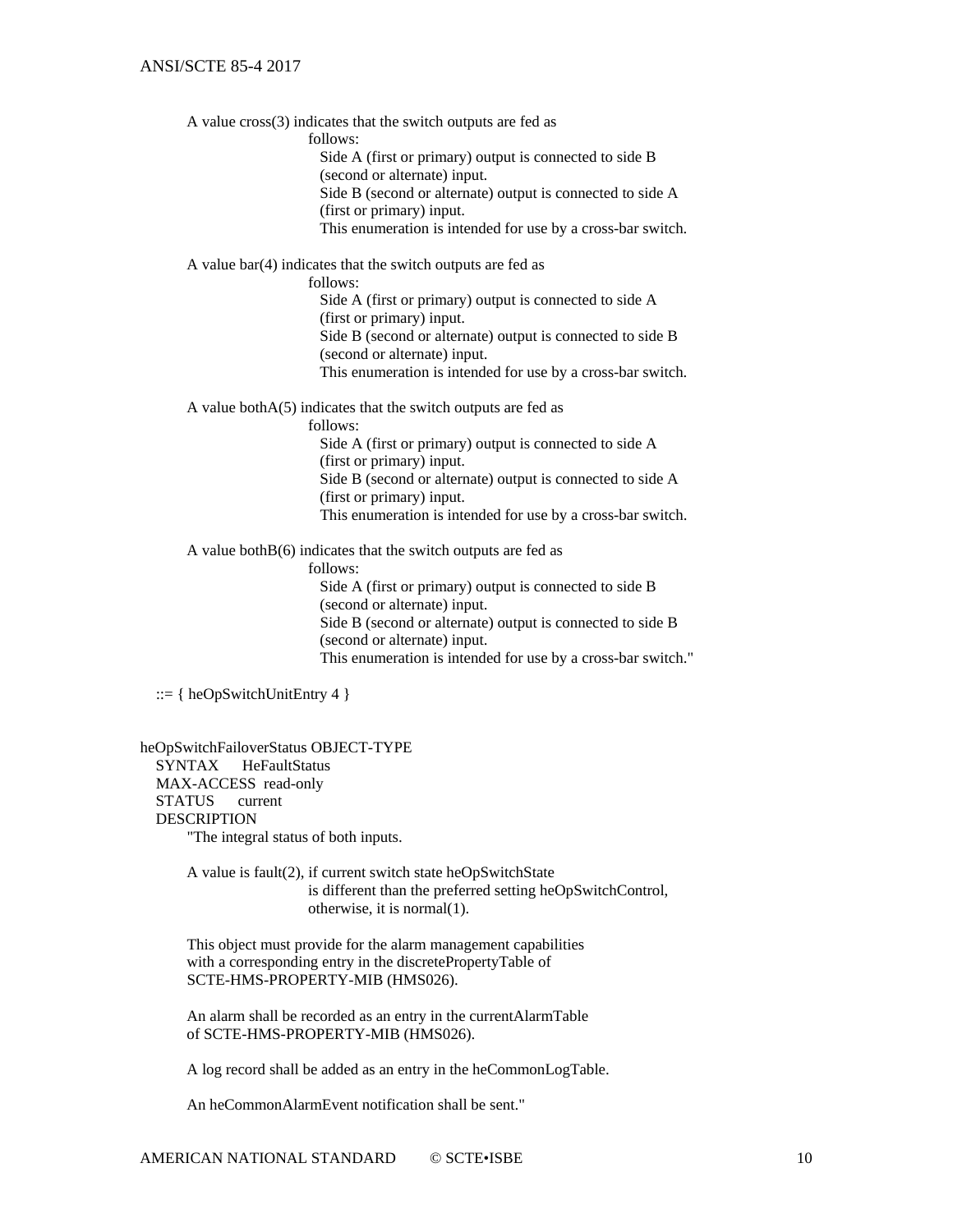```
        A value cross(3) indicates that the switch outputs are fed as
                      follows:
                        Side A (first or primary) output is connected to side B
                        (second or alternate) input.
                        Side B (second or alternate) output is connected to side A
                        (first or primary) input.
                        This enumeration is intended for use by a cross-bar switch.

        A value bar(4) indicates that the switch outputs are fed as
                      follows:
                        Side A (first or primary) output is connected to side A
                        (first or primary) input.
                        Side B (second or alternate) output is connected to side B
                        (second or alternate) input.
                        This enumeration is intended for use by a cross-bar switch.

        A value bothA(5) indicates that the switch outputs are fed as
                      follows:
                        Side A (first or primary) output is connected to side A
                        (first or primary) input.
                        Side B (second or alternate) output is connected to side A
                        (first or primary) input.
                        This enumeration is intended for use by a cross-bar switch.

        A value bothB(6) indicates that the switch outputs are fed as
                      follows:
                        Side A (first or primary) output is connected to side B
                        (second or alternate) input.
                        Side B (second or alternate) output is connected to side B
                        (second or alternate) input.
                        This enumeration is intended for use by a cross-bar switch."

    ::= { heOpSwitchUnitEntry 4 }


heOpSwitchFailoverStatus OBJECT-TYPE
    SYNTAX      HeFaultStatus
    MAX-ACCESS  read-only
    STATUS      current
    DESCRIPTION
        "The integral status of both inputs.

        A value is fault(2), if current switch state heOpSwitchState
                      is different than the preferred setting heOpSwitchControl,
                      otherwise, it is normal(1).

        This object must provide for the alarm management capabilities
        with a corresponding entry in the discretePropertyTable of
        SCTE-HMS-PROPERTY-MIB (HMS026).

        An alarm shall be recorded as an entry in the currentAlarmTable
        of SCTE-HMS-PROPERTY-MIB (HMS026).

        A log record shall be added as an entry in the heCommonLogTable.

        An heCommonAlarmEvent notification shall be sent."
```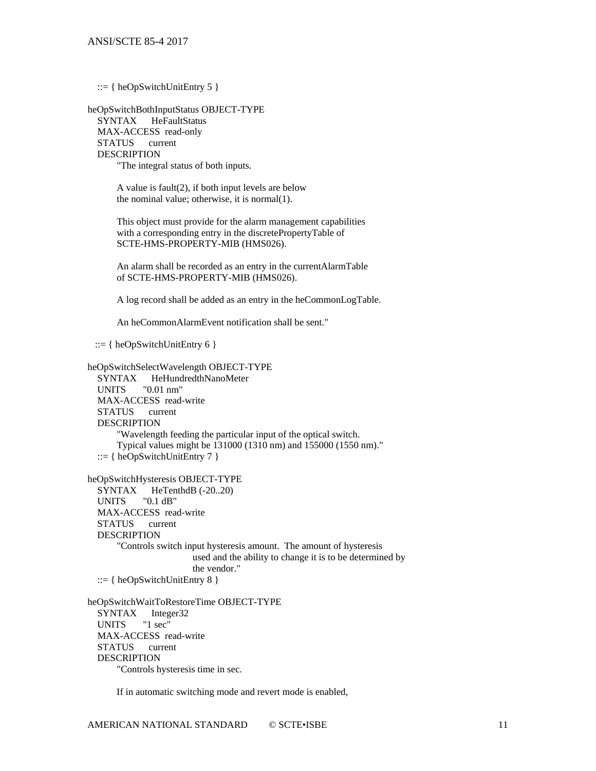```
    ::= { heOpSwitchUnitEntry 5 }

heOpSwitchBothInputStatus OBJECT-TYPE
    SYNTAX      HeFaultStatus
    MAX-ACCESS  read-only
    STATUS      current
    DESCRIPTION
        "The integral status of both inputs.

        A value is fault(2), if both input levels are below
        the nominal value; otherwise, it is normal(1).

        This object must provide for the alarm management capabilities
        with a corresponding entry in the discretePropertyTable of
        SCTE-HMS-PROPERTY-MIB (HMS026).

        An alarm shall be recorded as an entry in the currentAlarmTable
        of SCTE-HMS-PROPERTY-MIB (HMS026).

        A log record shall be added as an entry in the heCommonLogTable.

        An heCommonAlarmEvent notification shall be sent."

   ::= { heOpSwitchUnitEntry 6 }

heOpSwitchSelectWavelength OBJECT-TYPE
    SYNTAX      HeHundredthNanoMeter
    UNITS       "0.01 nm"
    MAX-ACCESS  read-write
    STATUS      current
    DESCRIPTION
        "Wavelength feeding the particular input of the optical switch.
        Typical values might be 131000 (1310 nm) and 155000 (1550 nm)."
    ::= { heOpSwitchUnitEntry 7 }

heOpSwitchHysteresis OBJECT-TYPE
    SYNTAX      HeTenthdB (-20..20)
    UNITS       "0.1 dB"
    MAX-ACCESS  read-write
    STATUS      current
    DESCRIPTION
        "Controls switch input hysteresis amount.  The amount of hysteresis
                          used and the ability to change it is to be determined by
                          the vendor."
    ::= { heOpSwitchUnitEntry 8 }

heOpSwitchWaitToRestoreTime OBJECT-TYPE
    SYNTAX      Integer32
    UNITS       "1 sec"
    MAX-ACCESS  read-write
    STATUS      current
    DESCRIPTION
        "Controls hysteresis time in sec.

        If in automatic switching mode and revert mode is enabled,
```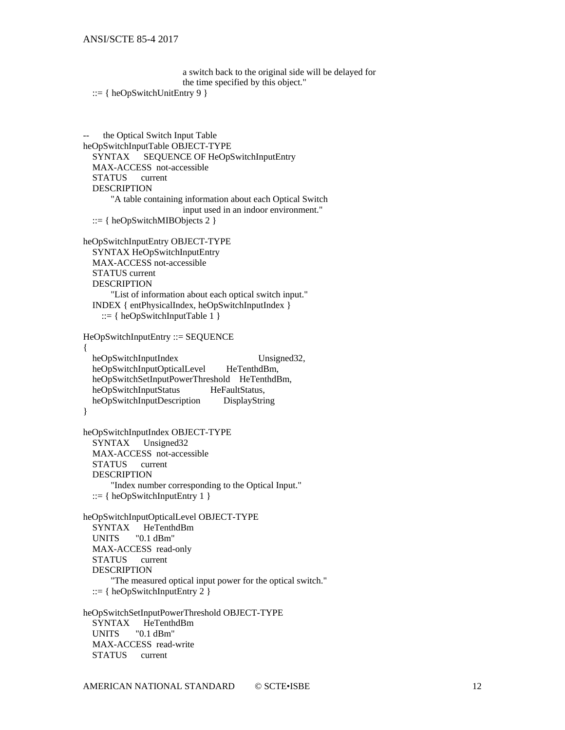```
                              a switch back to the original side will be delayed for
                              the time specified by this object."
    ::= { heOpSwitchUnitEntry 9 }



--    the Optical Switch Input Table
heOpSwitchInputTable OBJECT-TYPE
    SYNTAX      SEQUENCE OF HeOpSwitchInputEntry
    MAX-ACCESS  not-accessible
    STATUS      current
    DESCRIPTION
          "A table containing information about each Optical Switch
                              input used in an indoor environment."
    ::= { heOpSwitchMIBObjects 2 }

heOpSwitchInputEntry OBJECT-TYPE
    SYNTAX HeOpSwitchInputEntry
    MAX-ACCESS not-accessible
    STATUS current
    DESCRIPTION
          "List of information about each optical switch input."
    INDEX { entPhysicalIndex, heOpSwitchInputIndex }
       ::= { heOpSwitchInputTable 1 }

HeOpSwitchInputEntry ::= SEQUENCE
{
    heOpSwitchInputIndex                    Unsigned32,
    heOpSwitchInputOpticalLevel         HeTenthdBm,
    heOpSwitchSetInputPowerThreshold    HeTenthdBm,
    heOpSwitchInputStatus             HeFaultStatus,
    heOpSwitchInputDescription          DisplayString
}

heOpSwitchInputIndex OBJECT-TYPE
    SYNTAX      Unsigned32
    MAX-ACCESS  not-accessible
    STATUS      current
    DESCRIPTION
          "Index number corresponding to the Optical Input."
    ::= { heOpSwitchInputEntry 1 }

heOpSwitchInputOpticalLevel OBJECT-TYPE
    SYNTAX      HeTenthdBm
    UNITS       "0.1 dBm"
    MAX-ACCESS  read-only
    STATUS      current
    DESCRIPTION
          "The measured optical input power for the optical switch."
    ::= { heOpSwitchInputEntry 2 }

heOpSwitchSetInputPowerThreshold OBJECT-TYPE
    SYNTAX      HeTenthdBm
    UNITS       "0.1 dBm"
    MAX-ACCESS  read-write
    STATUS      current
```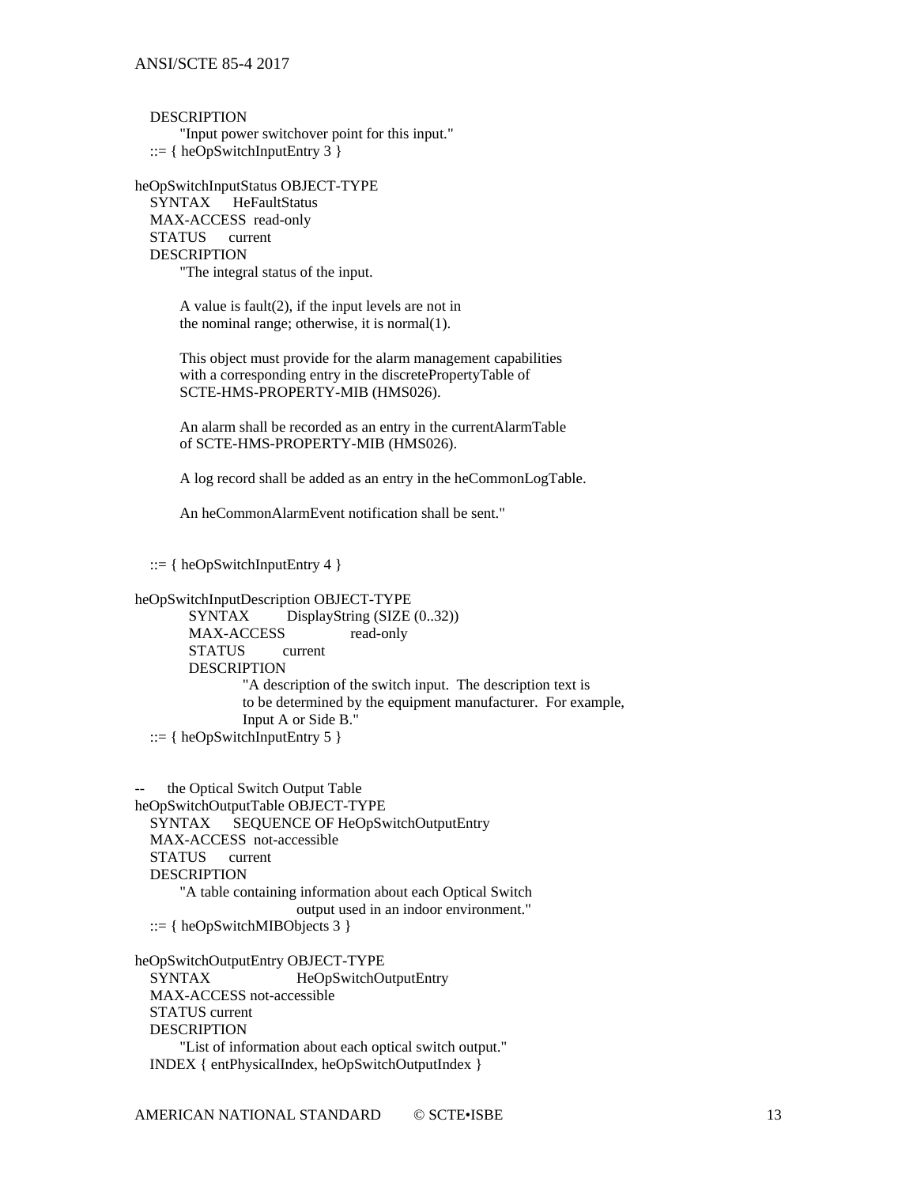```
   DESCRIPTION
         "Input power switchover point for this input."
   ::= { heOpSwitchInputEntry 3 }

heOpSwitchInputStatus OBJECT-TYPE
   SYNTAX      HeFaultStatus
   MAX-ACCESS  read-only
   STATUS      current
   DESCRIPTION
         "The integral status of the input.

         A value is fault(2), if the input levels are not in
         the nominal range; otherwise, it is normal(1).

         This object must provide for the alarm management capabilities
         with a corresponding entry in the discretePropertyTable of
         SCTE-HMS-PROPERTY-MIB (HMS026).

         An alarm shall be recorded as an entry in the currentAlarmTable
         of SCTE-HMS-PROPERTY-MIB (HMS026).

         A log record shall be added as an entry in the heCommonLogTable.

         An heCommonAlarmEvent notification shall be sent."


   ::= { heOpSwitchInputEntry 4 }

heOpSwitchInputDescription OBJECT-TYPE
         SYNTAX         DisplayString (SIZE (0..32))
         MAX-ACCESS               read-only
         STATUS         current
         DESCRIPTION
                  "A description of the switch input.  The description text is
                  to be determined by the equipment manufacturer.  For example,
                  Input A or Side B."
   ::= { heOpSwitchInputEntry 5 }


--      the Optical Switch Output Table
heOpSwitchOutputTable OBJECT-TYPE
   SYNTAX      SEQUENCE OF HeOpSwitchOutputEntry
   MAX-ACCESS  not-accessible
   STATUS      current
   DESCRIPTION
         "A table containing information about each Optical Switch
                              output used in an indoor environment."
   ::= { heOpSwitchMIBObjects 3 }

heOpSwitchOutputEntry OBJECT-TYPE
   SYNTAX                    HeOpSwitchOutputEntry
   MAX-ACCESS not-accessible
   STATUS current
   DESCRIPTION
         "List of information about each optical switch output."
   INDEX { entPhysicalIndex, heOpSwitchOutputIndex }
```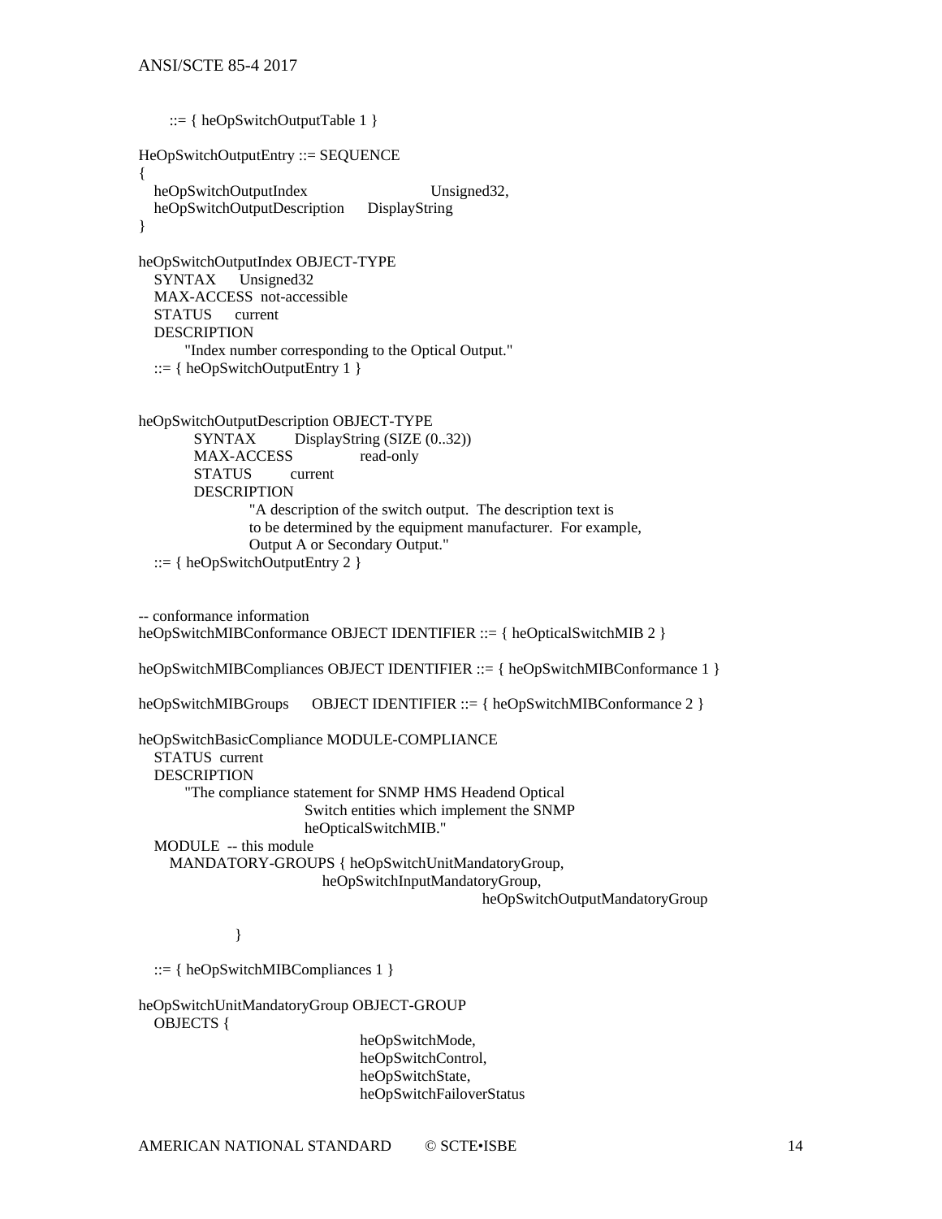```
    ::= { heOpSwitchOutputTable 1 }

HeOpSwitchOutputEntry ::= SEQUENCE
{
   heOpSwitchOutputIndex              Unsigned32,
   heOpSwitchOutputDescription     DisplayString
}

heOpSwitchOutputIndex OBJECT-TYPE
   SYNTAX      Unsigned32
   MAX-ACCESS  not-accessible
   STATUS      current
   DESCRIPTION
        "Index number corresponding to the Optical Output."
   ::= { heOpSwitchOutputEntry 1 }


heOpSwitchOutputDescription OBJECT-TYPE
           SYNTAX         DisplayString (SIZE (0..32))
           MAX-ACCESS               read-only
           STATUS         current
           DESCRIPTION
                      "A description of the switch output.  The description text is
                      to be determined by the equipment manufacturer.  For example,
                      Output A or Secondary Output."
   ::= { heOpSwitchOutputEntry 2 }


-- conformance information
heOpSwitchMIBConformance OBJECT IDENTIFIER ::= { heOpticalSwitchMIB 2 }

heOpSwitchMIBCompliances OBJECT IDENTIFIER ::= { heOpSwitchMIBConformance 1 }

heOpSwitchMIBGroups      OBJECT IDENTIFIER ::= { heOpSwitchMIBConformance 2 }

heOpSwitchBasicCompliance MODULE-COMPLIANCE
   STATUS  current
   DESCRIPTION
        "The compliance statement for SNMP HMS Headend Optical
                              Switch entities which implement the SNMP
                              heOpticalSwitchMIB."
   MODULE  -- this module
      MANDATORY-GROUPS { heOpSwitchUnitMandatoryGroup,
                                 heOpSwitchInputMandatoryGroup,
                                                        heOpSwitchOutputMandatoryGroup

                  }

   ::= { heOpSwitchMIBCompliances 1 }

heOpSwitchUnitMandatoryGroup OBJECT-GROUP
   OBJECTS {
                                        heOpSwitchMode,
                                        heOpSwitchControl,
                                        heOpSwitchState,
                                        heOpSwitchFailoverStatus
```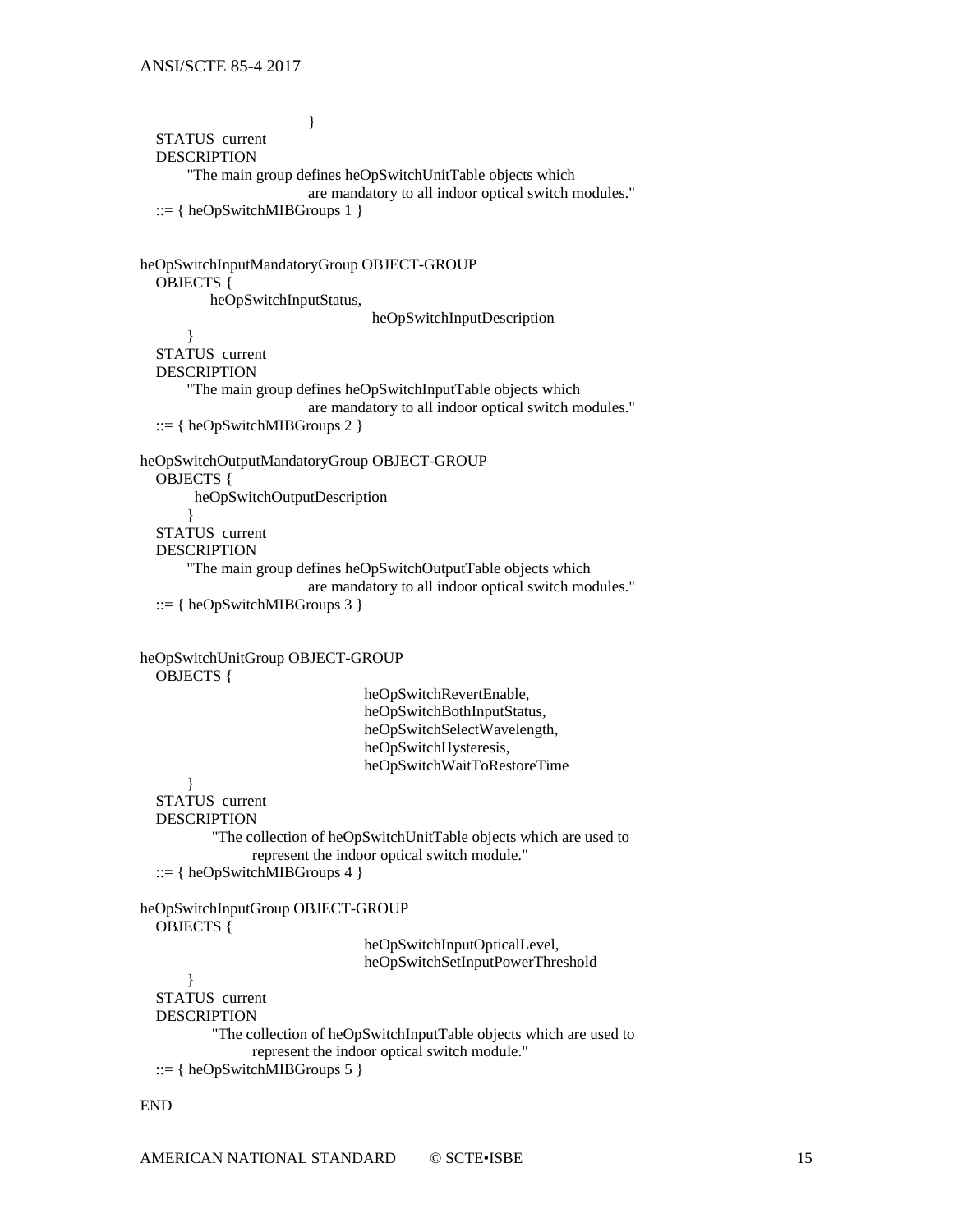```
                                }
   STATUS  current
   DESCRIPTION
         "The main group defines heOpSwitchUnitTable objects which
                          are mandatory to all indoor optical switch modules."
   ::= { heOpSwitchMIBGroups 1 }


heOpSwitchInputMandatoryGroup OBJECT-GROUP
   OBJECTS {
            heOpSwitchInputStatus,
                                      heOpSwitchInputDescription
         }
   STATUS  current
   DESCRIPTION
         "The main group defines heOpSwitchInputTable objects which
                          are mandatory to all indoor optical switch modules."
   ::= { heOpSwitchMIBGroups 2 }

heOpSwitchOutputMandatoryGroup OBJECT-GROUP
   OBJECTS {
          heOpSwitchOutputDescription
         }
   STATUS  current
   DESCRIPTION
         "The main group defines heOpSwitchOutputTable objects which
                          are mandatory to all indoor optical switch modules."
   ::= { heOpSwitchMIBGroups 3 }


heOpSwitchUnitGroup OBJECT-GROUP
   OBJECTS {
                                     heOpSwitchRevertEnable,
                                     heOpSwitchBothInputStatus,
                                     heOpSwitchSelectWavelength,
                                     heOpSwitchHysteresis,
                                     heOpSwitchWaitToRestoreTime
         }
   STATUS  current
   DESCRIPTION
            "The collection of heOpSwitchUnitTable objects which are used to
                  represent the indoor optical switch module."
   ::= { heOpSwitchMIBGroups 4 }

heOpSwitchInputGroup OBJECT-GROUP
   OBJECTS {
                                     heOpSwitchInputOpticalLevel,
                                     heOpSwitchSetInputPowerThreshold
         }
   STATUS  current
   DESCRIPTION
            "The collection of heOpSwitchInputTable objects which are used to
                  represent the indoor optical switch module."
   ::= { heOpSwitchMIBGroups 5 }

END
```